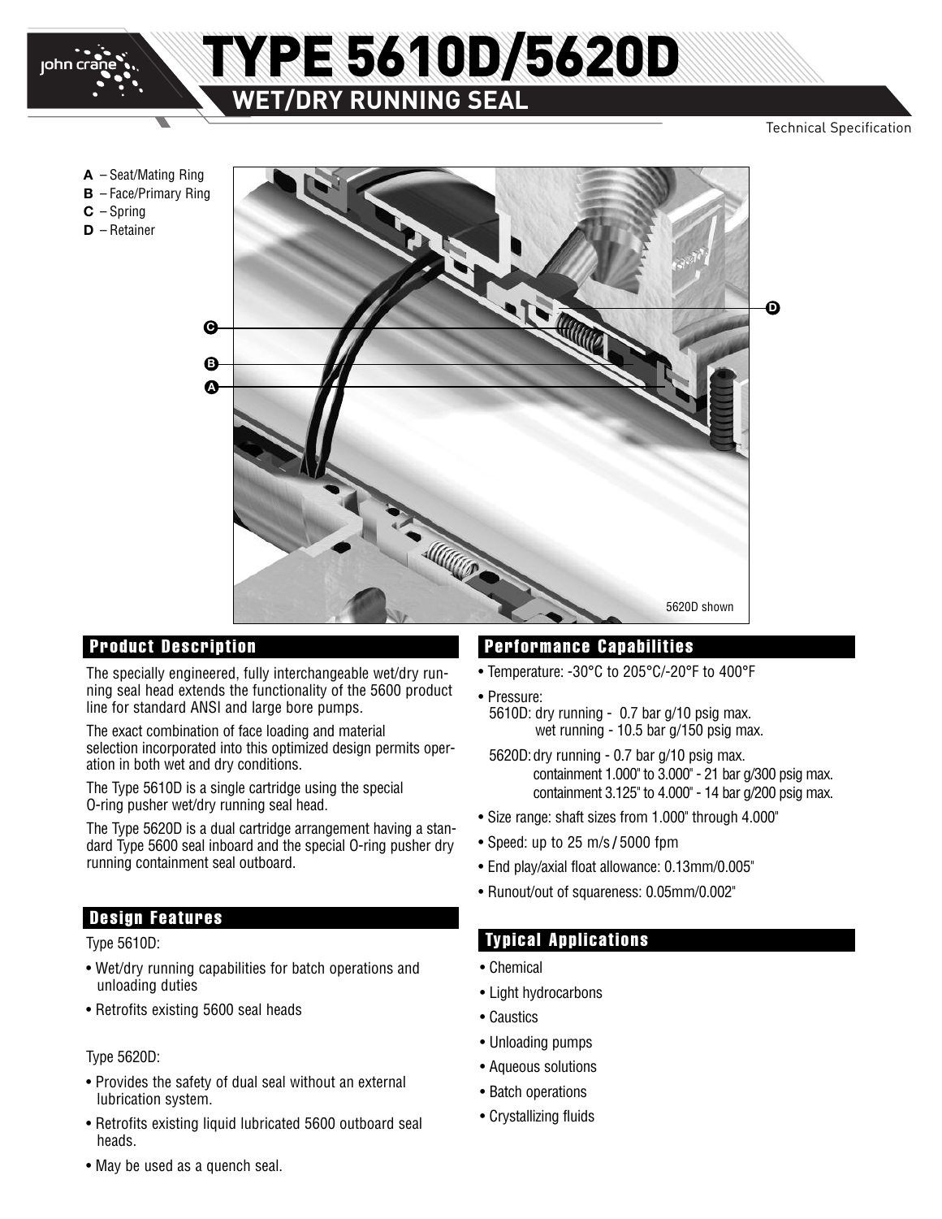# TYPE 5610D/5620D

## WET/DRY RUNNING SEAL

Technical Specification

**A** – Seat/Mating Ring
**B** – Face/Primary Ring
**C** – Spring
**D** – Retainer

5620D shown

## Product Description

The specially engineered, fully interchangeable wet/dry running seal head extends the functionality of the 5600 product line for standard ANSI and large bore pumps.

The exact combination of face loading and material selection incorporated into this optimized design permits operation in both wet and dry conditions.

The Type 5610D is a single cartridge using the special O-ring pusher wet/dry running seal head.

The Type 5620D is a dual cartridge arrangement having a standard Type 5600 seal inboard and the special O-ring pusher dry running containment seal outboard.

## Design Features

Type 5610D:

- Wet/dry running capabilities for batch operations and unloading duties
- Retrofits existing 5600 seal heads

Type 5620D:

- Provides the safety of dual seal without an external lubrication system.
- Retrofits existing liquid lubricated 5600 outboard seal heads.
- May be used as a quench seal.

## Performance Capabilities

- Temperature: -30°C to 205°C/-20°F to 400°F
- Pressure:
  5610D: dry running - 0.7 bar g/10 psig max.
  wet running - 10.5 bar g/150 psig max.

  5620D: dry running - 0.7 bar g/10 psig max.
  containment 1.000" to 3.000" - 21 bar g/300 psig max.
  containment 3.125" to 4.000" - 14 bar g/200 psig max.
- Size range: shaft sizes from 1.000" through 4.000"
- Speed: up to 25 m/s / 5000 fpm
- End play/axial float allowance: 0.13mm/0.005"
- Runout/out of squareness: 0.05mm/0.002"

## Typical Applications

- Chemical
- Light hydrocarbons
- Caustics
- Unloading pumps
- Aqueous solutions
- Batch operations
- Crystallizing fluids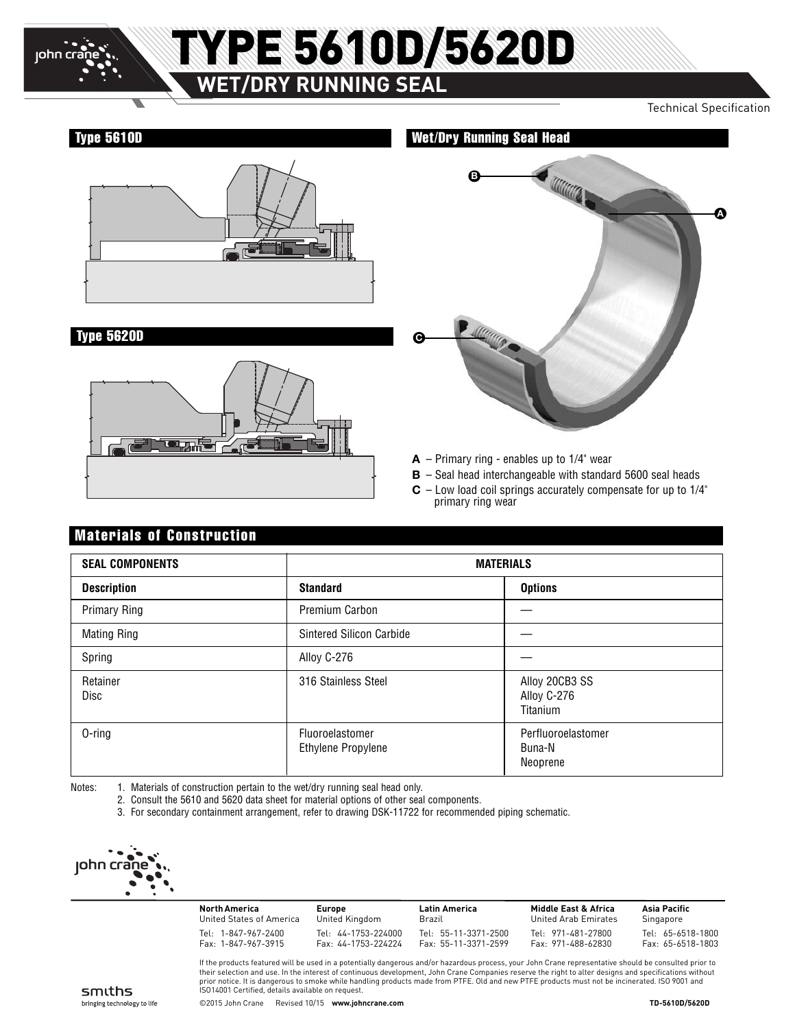# TYPE 5610D/5620D

## WET/DRY RUNNING SEAL

Technical Specification

### Type 5610D

### Type 5620D

### Wet/Dry Running Seal Head

**A** – Primary ring - enables up to 1/4" wear

**B** – Seal head interchangeable with standard 5600 seal heads

**C** – Low load coil springs accurately compensate for up to 1/4" primary ring wear

## Materials of Construction

| SEAL COMPONENTS | MATERIALS | |
|---|---|---|
| **Description** | **Standard** | **Options** |
| Primary Ring | Premium Carbon | — |
| Mating Ring | Sintered Silicon Carbide | — |
| Spring | Alloy C-276 | — |
| Retainer<br>Disc | 316 Stainless Steel | Alloy 20CB3 SS<br>Alloy C-276<br>Titanium |
| O-ring | Fluoroelastomer<br>Ethylene Propylene | Perfluoroelastomer<br>Buna-N<br>Neoprene |

Notes:
1. Materials of construction pertain to the wet/dry running seal head only.
2. Consult the 5610 and 5620 data sheet for material options of other seal components.
3. For secondary containment arrangement, refer to drawing DSK-11722 for recommended piping schematic.

| North America | Europe | Latin America | Middle East & Africa | Asia Pacific |
|---|---|---|---|---|
| United States of America | United Kingdom | Brazil | United Arab Emirates | Singapore |
| Tel: 1-847-967-2400<br>Fax: 1-847-967-3915 | Tel: 44-1753-224000<br>Fax: 44-1753-224224 | Tel: 55-11-3371-2500<br>Fax: 55-11-3371-2599 | Tel: 971-481-27800<br>Fax: 971-488-62830 | Tel: 65-6518-1800<br>Fax: 65-6518-1803 |

If the products featured will be used in a potentially dangerous and/or hazardous process, your John Crane representative should be consulted prior to their selection and use. In the interest of continuous development, John Crane Companies reserve the right to alter designs and specifications without prior notice. It is dangerous to smoke while handling products made from PTFE. Old and new PTFE products must not be incinerated. ISO 9001 and ISO14001 Certified, details available on request.

©2015 John Crane Revised 10/15 **www.johncrane.com** **TD-5610D/5620D**